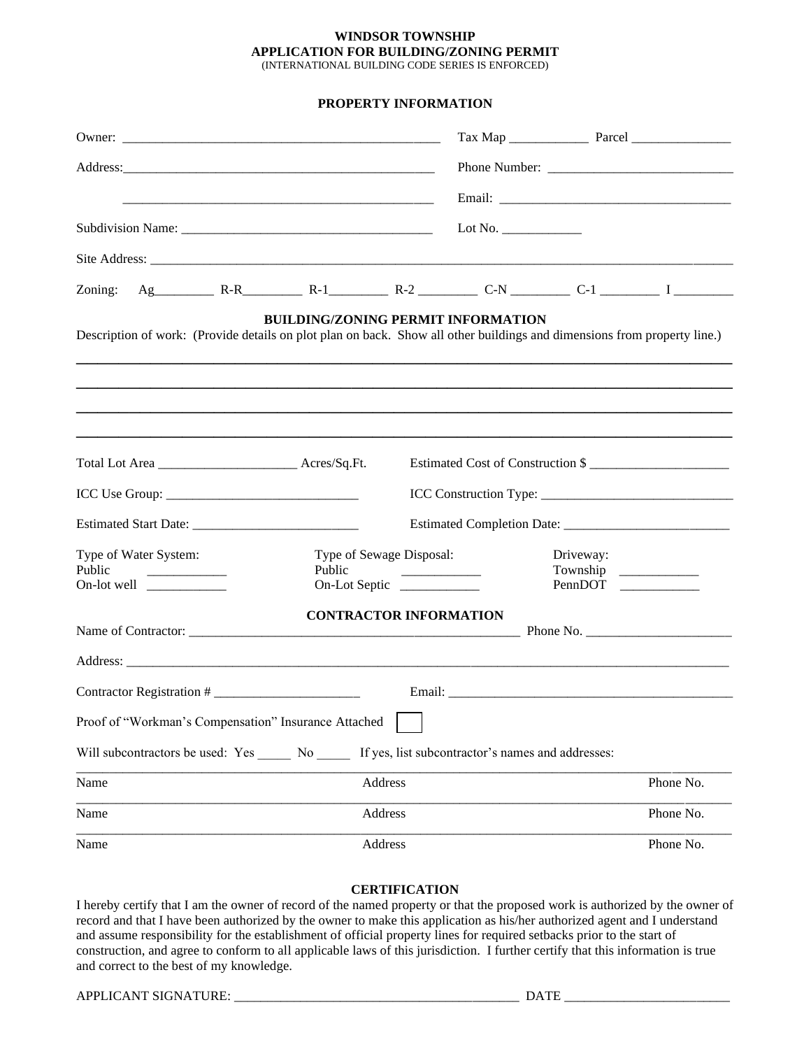**WINDSOR TOWNSHIP**
**APPLICATION FOR BUILDING/ZONING PERMIT**
(INTERNATIONAL BUILDING CODE SERIES IS ENFORCED)

## PROPERTY INFORMATION

Owner: ______________________________________________ Tax Map ___________ Parcel ______________

Address: ______________________________________________ Phone Number: ___________________________

______________________________________________ Email: _________________________________

Subdivision Name: ____________________________________ Lot No. ___________

Site Address: ___________________________________________________________________________________

Zoning: Ag_________ R-R_________ R-1_________ R-2 _________ C-N _________ C-1 _________ I _________

## BUILDING/ZONING PERMIT INFORMATION

Description of work: (Provide details on plot plan on back. Show all other buildings and dimensions from property line.)

___________________________________________________________________________________________

___________________________________________________________________________________________

___________________________________________________________________________________________

___________________________________________________________________________________________

Total Lot Area ____________________ Acres/Sq.Ft. Estimated Cost of Construction $ ____________________

ICC Use Group: ____________________________ ICC Construction Type: ____________________________

Estimated Start Date: ________________________ Estimated Completion Date: ________________________

| Type of Water System: | Type of Sewage Disposal: | Driveway: |
|---|---|---|
| Public ___________ | Public ___________ | Township ___________ |
| On-lot well ___________ | On-Lot Septic ___________ | PennDOT ___________ |

## CONTRACTOR INFORMATION

Name of Contractor: ______________________________________________ Phone No. ____________________

Address: ___________________________________________________________________________________

Contractor Registration # _____________________ Email: __________________________________________

Proof of "Workman's Compensation" Insurance Attached ☐

Will subcontractors be used: Yes _____ No _____ If yes, list subcontractor's names and addresses:

| Name | Address | Phone No. |
|---|---|---|
| Name | Address | Phone No. |
| Name | Address | Phone No. |
| Name | Address | Phone No. |

## CERTIFICATION

I hereby certify that I am the owner of record of the named property or that the proposed work is authorized by the owner of record and that I have been authorized by the owner to make this application as his/her authorized agent and I understand and assume responsibility for the establishment of official property lines for required setbacks prior to the start of construction, and agree to conform to all applicable laws of this jurisdiction. I further certify that this information is true and correct to the best of my knowledge.

APPLICANT SIGNATURE: __________________________________________ DATE ________________________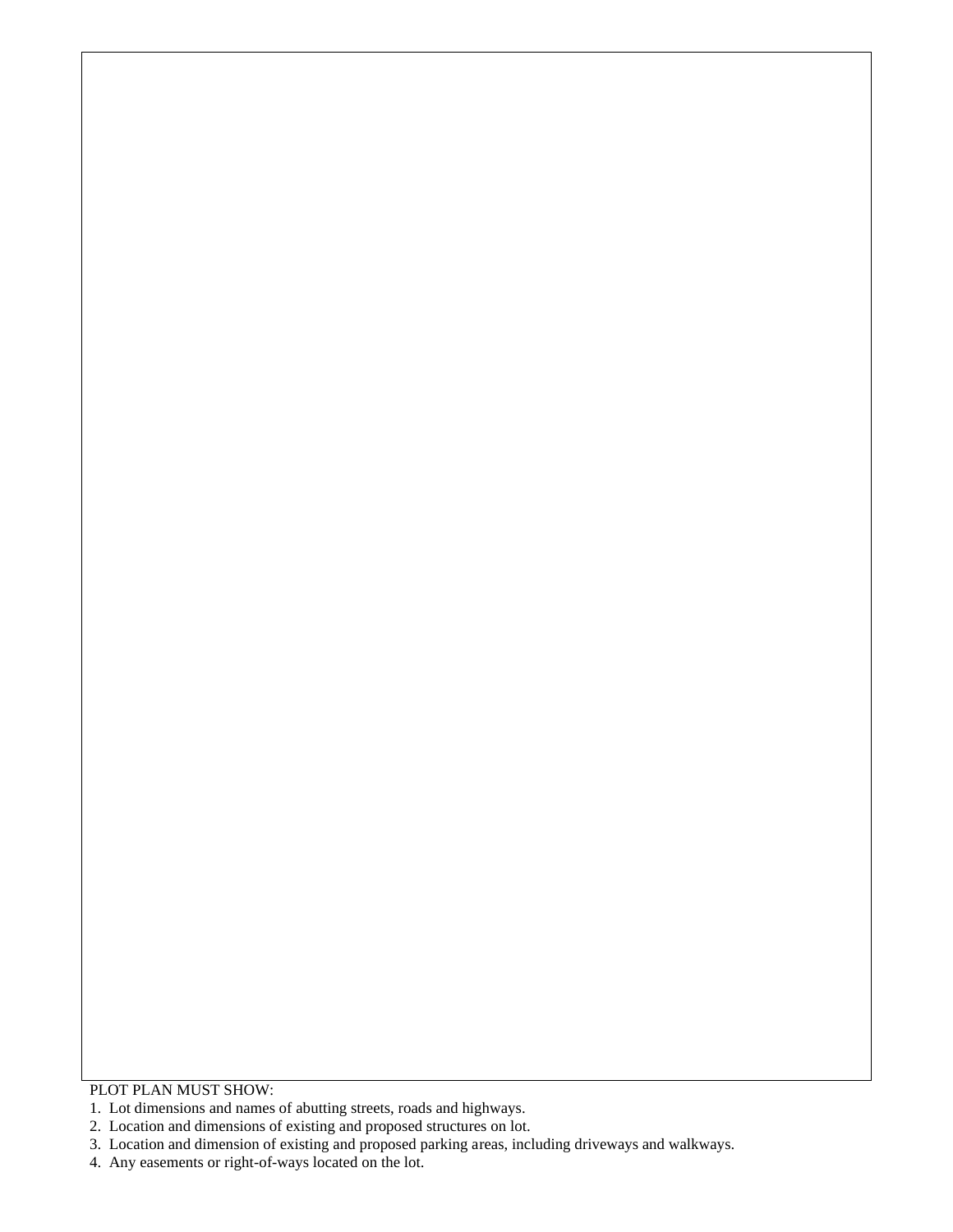PLOT PLAN MUST SHOW:

1. Lot dimensions and names of abutting streets, roads and highways.
2. Location and dimensions of existing and proposed structures on lot.
3. Location and dimension of existing and proposed parking areas, including driveways and walkways.
4. Any easements or right-of-ways located on the lot.